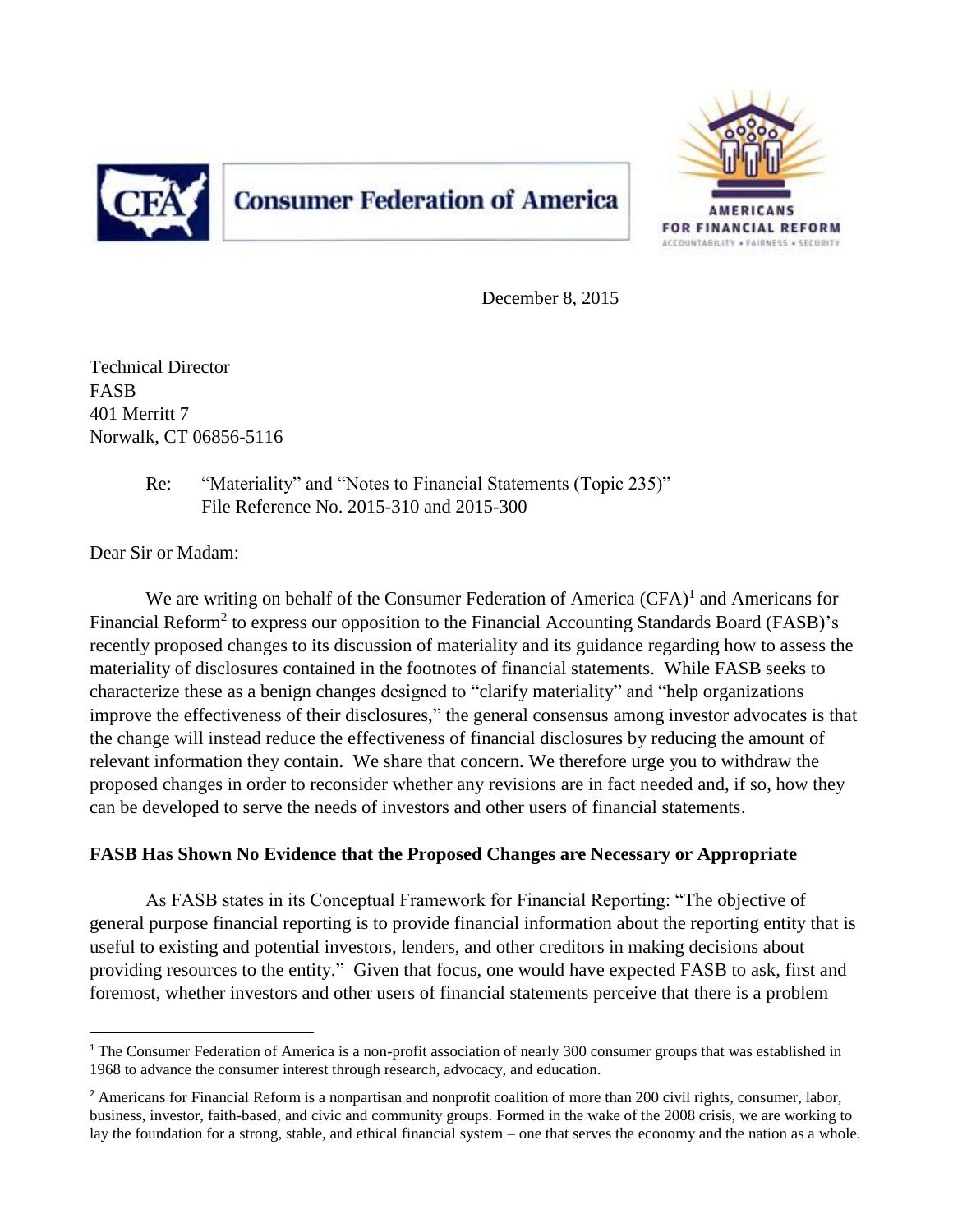Consumer Federation of America

AMERICANS FOR FINANCIAL REFORM
ACCOUNTABILITY • FAIRNESS • SECURITY

December 8, 2015

Technical Director
FASB
401 Merritt 7
Norwalk, CT 06856-5116

Re: "Materiality" and "Notes to Financial Statements (Topic 235)"
File Reference No. 2015-310 and 2015-300

Dear Sir or Madam:

We are writing on behalf of the Consumer Federation of America (CFA)[1] and Americans for Financial Reform[2] to express our opposition to the Financial Accounting Standards Board (FASB)'s recently proposed changes to its discussion of materiality and its guidance regarding how to assess the materiality of disclosures contained in the footnotes of financial statements. While FASB seeks to characterize these as a benign changes designed to "clarify materiality" and "help organizations improve the effectiveness of their disclosures," the general consensus among investor advocates is that the change will instead reduce the effectiveness of financial disclosures by reducing the amount of relevant information they contain. We share that concern. We therefore urge you to withdraw the proposed changes in order to reconsider whether any revisions are in fact needed and, if so, how they can be developed to serve the needs of investors and other users of financial statements.

**FASB Has Shown No Evidence that the Proposed Changes are Necessary or Appropriate**

As FASB states in its Conceptual Framework for Financial Reporting: "The objective of general purpose financial reporting is to provide financial information about the reporting entity that is useful to existing and potential investors, lenders, and other creditors in making decisions about providing resources to the entity." Given that focus, one would have expected FASB to ask, first and foremost, whether investors and other users of financial statements perceive that there is a problem

[1] The Consumer Federation of America is a non-profit association of nearly 300 consumer groups that was established in 1968 to advance the consumer interest through research, advocacy, and education.

[2] Americans for Financial Reform is a nonpartisan and nonprofit coalition of more than 200 civil rights, consumer, labor, business, investor, faith-based, and civic and community groups. Formed in the wake of the 2008 crisis, we are working to lay the foundation for a strong, stable, and ethical financial system – one that serves the economy and the nation as a whole.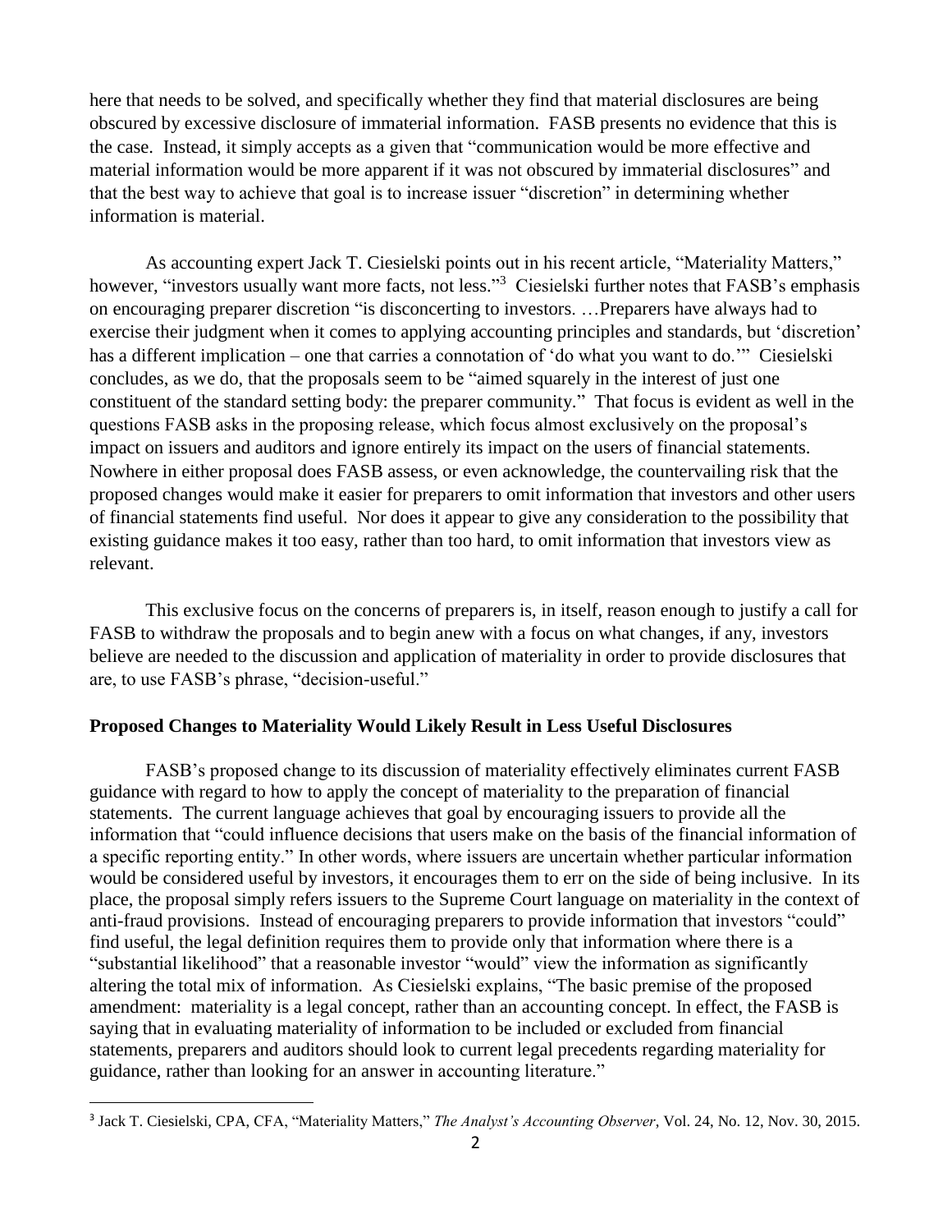here that needs to be solved, and specifically whether they find that material disclosures are being obscured by excessive disclosure of immaterial information. FASB presents no evidence that this is the case. Instead, it simply accepts as a given that "communication would be more effective and material information would be more apparent if it was not obscured by immaterial disclosures" and that the best way to achieve that goal is to increase issuer "discretion" in determining whether information is material.

As accounting expert Jack T. Ciesielski points out in his recent article, "Materiality Matters," however, "investors usually want more facts, not less."[3] Ciesielski further notes that FASB's emphasis on encouraging preparer discretion "is disconcerting to investors. …Preparers have always had to exercise their judgment when it comes to applying accounting principles and standards, but 'discretion' has a different implication – one that carries a connotation of 'do what you want to do.'" Ciesielski concludes, as we do, that the proposals seem to be "aimed squarely in the interest of just one constituent of the standard setting body: the preparer community." That focus is evident as well in the questions FASB asks in the proposing release, which focus almost exclusively on the proposal's impact on issuers and auditors and ignore entirely its impact on the users of financial statements. Nowhere in either proposal does FASB assess, or even acknowledge, the countervailing risk that the proposed changes would make it easier for preparers to omit information that investors and other users of financial statements find useful. Nor does it appear to give any consideration to the possibility that existing guidance makes it too easy, rather than too hard, to omit information that investors view as relevant.

This exclusive focus on the concerns of preparers is, in itself, reason enough to justify a call for FASB to withdraw the proposals and to begin anew with a focus on what changes, if any, investors believe are needed to the discussion and application of materiality in order to provide disclosures that are, to use FASB's phrase, "decision-useful."

**Proposed Changes to Materiality Would Likely Result in Less Useful Disclosures**

FASB's proposed change to its discussion of materiality effectively eliminates current FASB guidance with regard to how to apply the concept of materiality to the preparation of financial statements. The current language achieves that goal by encouraging issuers to provide all the information that "could influence decisions that users make on the basis of the financial information of a specific reporting entity." In other words, where issuers are uncertain whether particular information would be considered useful by investors, it encourages them to err on the side of being inclusive. In its place, the proposal simply refers issuers to the Supreme Court language on materiality in the context of anti-fraud provisions. Instead of encouraging preparers to provide information that investors "could" find useful, the legal definition requires them to provide only that information where there is a "substantial likelihood" that a reasonable investor "would" view the information as significantly altering the total mix of information. As Ciesielski explains, "The basic premise of the proposed amendment: materiality is a legal concept, rather than an accounting concept. In effect, the FASB is saying that in evaluating materiality of information to be included or excluded from financial statements, preparers and auditors should look to current legal precedents regarding materiality for guidance, rather than looking for an answer in accounting literature."

[3] Jack T. Ciesielski, CPA, CFA, "Materiality Matters," *The Analyst's Accounting Observer*, Vol. 24, No. 12, Nov. 30, 2015.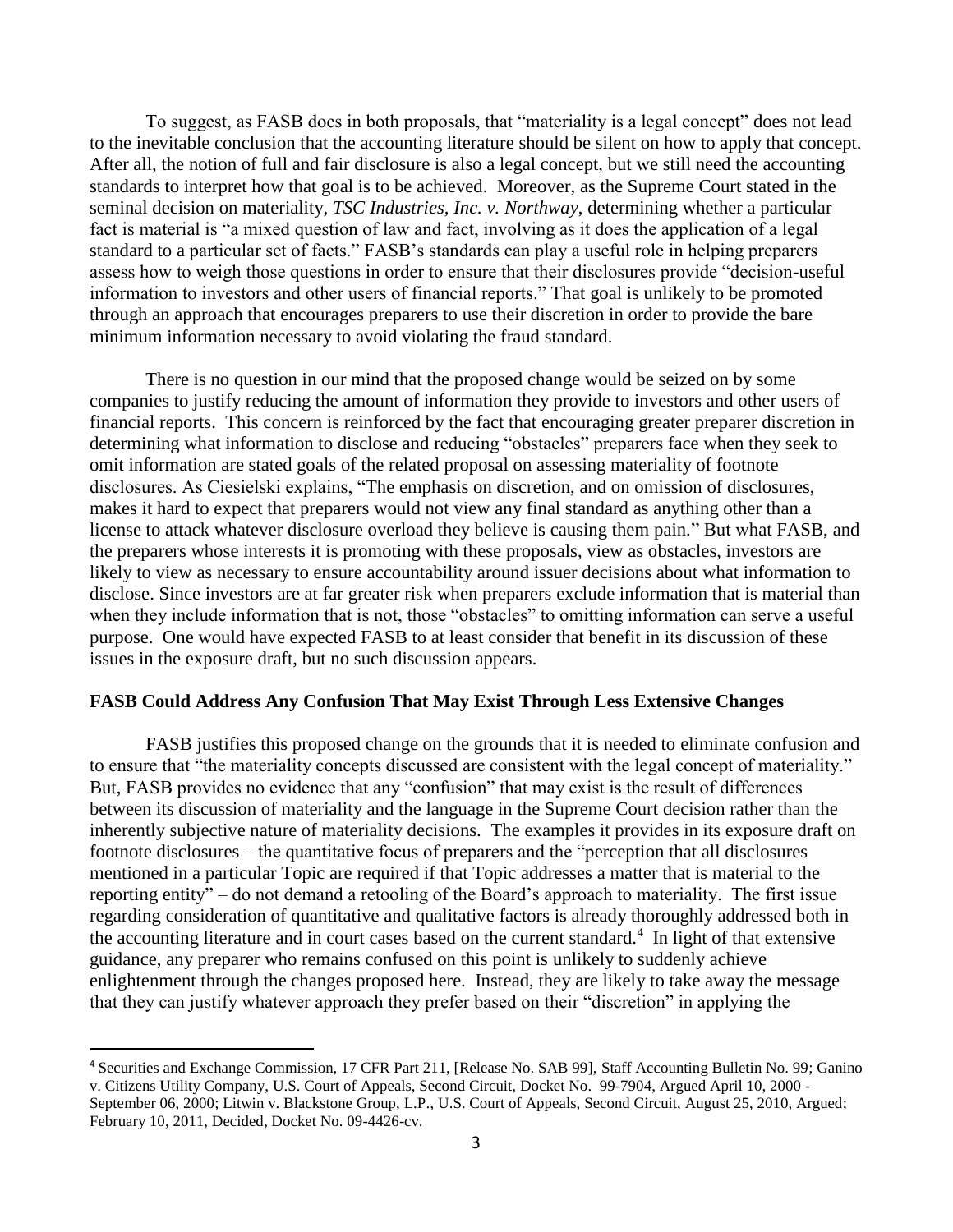To suggest, as FASB does in both proposals, that "materiality is a legal concept" does not lead to the inevitable conclusion that the accounting literature should be silent on how to apply that concept. After all, the notion of full and fair disclosure is also a legal concept, but we still need the accounting standards to interpret how that goal is to be achieved. Moreover, as the Supreme Court stated in the seminal decision on materiality, *TSC Industries, Inc. v. Northway*, determining whether a particular fact is material is "a mixed question of law and fact, involving as it does the application of a legal standard to a particular set of facts." FASB's standards can play a useful role in helping preparers assess how to weigh those questions in order to ensure that their disclosures provide "decision-useful information to investors and other users of financial reports." That goal is unlikely to be promoted through an approach that encourages preparers to use their discretion in order to provide the bare minimum information necessary to avoid violating the fraud standard.

There is no question in our mind that the proposed change would be seized on by some companies to justify reducing the amount of information they provide to investors and other users of financial reports. This concern is reinforced by the fact that encouraging greater preparer discretion in determining what information to disclose and reducing "obstacles" preparers face when they seek to omit information are stated goals of the related proposal on assessing materiality of footnote disclosures. As Ciesielski explains, "The emphasis on discretion, and on omission of disclosures, makes it hard to expect that preparers would not view any final standard as anything other than a license to attack whatever disclosure overload they believe is causing them pain." But what FASB, and the preparers whose interests it is promoting with these proposals, view as obstacles, investors are likely to view as necessary to ensure accountability around issuer decisions about what information to disclose. Since investors are at far greater risk when preparers exclude information that is material than when they include information that is not, those "obstacles" to omitting information can serve a useful purpose. One would have expected FASB to at least consider that benefit in its discussion of these issues in the exposure draft, but no such discussion appears.

## FASB Could Address Any Confusion That May Exist Through Less Extensive Changes

FASB justifies this proposed change on the grounds that it is needed to eliminate confusion and to ensure that "the materiality concepts discussed are consistent with the legal concept of materiality." But, FASB provides no evidence that any "confusion" that may exist is the result of differences between its discussion of materiality and the language in the Supreme Court decision rather than the inherently subjective nature of materiality decisions. The examples it provides in its exposure draft on footnote disclosures – the quantitative focus of preparers and the "perception that all disclosures mentioned in a particular Topic are required if that Topic addresses a matter that is material to the reporting entity" – do not demand a retooling of the Board's approach to materiality. The first issue regarding consideration of quantitative and qualitative factors is already thoroughly addressed both in the accounting literature and in court cases based on the current standard.[4] In light of that extensive guidance, any preparer who remains confused on this point is unlikely to suddenly achieve enlightenment through the changes proposed here. Instead, they are likely to take away the message that they can justify whatever approach they prefer based on their "discretion" in applying the

[4] Securities and Exchange Commission, 17 CFR Part 211, [Release No. SAB 99], Staff Accounting Bulletin No. 99; Ganino v. Citizens Utility Company, U.S. Court of Appeals, Second Circuit, Docket No. 99-7904, Argued April 10, 2000 - September 06, 2000; Litwin v. Blackstone Group, L.P., U.S. Court of Appeals, Second Circuit, August 25, 2010, Argued; February 10, 2011, Decided, Docket No. 09-4426-cv.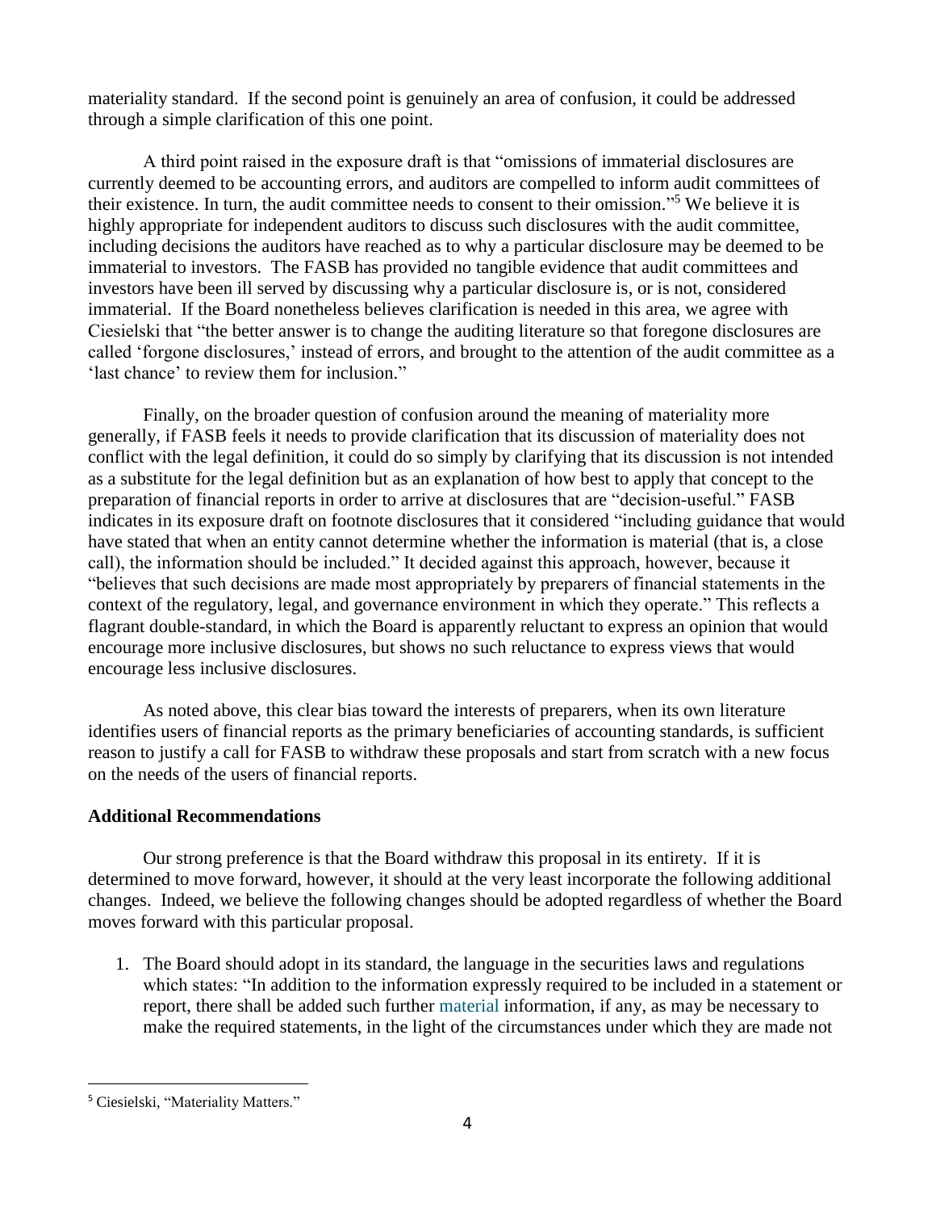materiality standard. If the second point is genuinely an area of confusion, it could be addressed through a simple clarification of this one point.

A third point raised in the exposure draft is that "omissions of immaterial disclosures are currently deemed to be accounting errors, and auditors are compelled to inform audit committees of their existence. In turn, the audit committee needs to consent to their omission."[5] We believe it is highly appropriate for independent auditors to discuss such disclosures with the audit committee, including decisions the auditors have reached as to why a particular disclosure may be deemed to be immaterial to investors. The FASB has provided no tangible evidence that audit committees and investors have been ill served by discussing why a particular disclosure is, or is not, considered immaterial. If the Board nonetheless believes clarification is needed in this area, we agree with Ciesielski that "the better answer is to change the auditing literature so that foregone disclosures are called 'forgone disclosures,' instead of errors, and brought to the attention of the audit committee as a 'last chance' to review them for inclusion."

Finally, on the broader question of confusion around the meaning of materiality more generally, if FASB feels it needs to provide clarification that its discussion of materiality does not conflict with the legal definition, it could do so simply by clarifying that its discussion is not intended as a substitute for the legal definition but as an explanation of how best to apply that concept to the preparation of financial reports in order to arrive at disclosures that are "decision-useful." FASB indicates in its exposure draft on footnote disclosures that it considered "including guidance that would have stated that when an entity cannot determine whether the information is material (that is, a close call), the information should be included." It decided against this approach, however, because it "believes that such decisions are made most appropriately by preparers of financial statements in the context of the regulatory, legal, and governance environment in which they operate." This reflects a flagrant double-standard, in which the Board is apparently reluctant to express an opinion that would encourage more inclusive disclosures, but shows no such reluctance to express views that would encourage less inclusive disclosures.

As noted above, this clear bias toward the interests of preparers, when its own literature identifies users of financial reports as the primary beneficiaries of accounting standards, is sufficient reason to justify a call for FASB to withdraw these proposals and start from scratch with a new focus on the needs of the users of financial reports.

**Additional Recommendations**

Our strong preference is that the Board withdraw this proposal in its entirety. If it is determined to move forward, however, it should at the very least incorporate the following additional changes. Indeed, we believe the following changes should be adopted regardless of whether the Board moves forward with this particular proposal.

1. The Board should adopt in its standard, the language in the securities laws and regulations which states: "In addition to the information expressly required to be included in a statement or report, there shall be added such further material information, if any, as may be necessary to make the required statements, in the light of the circumstances under which they are made not

[5] Ciesielski, "Materiality Matters."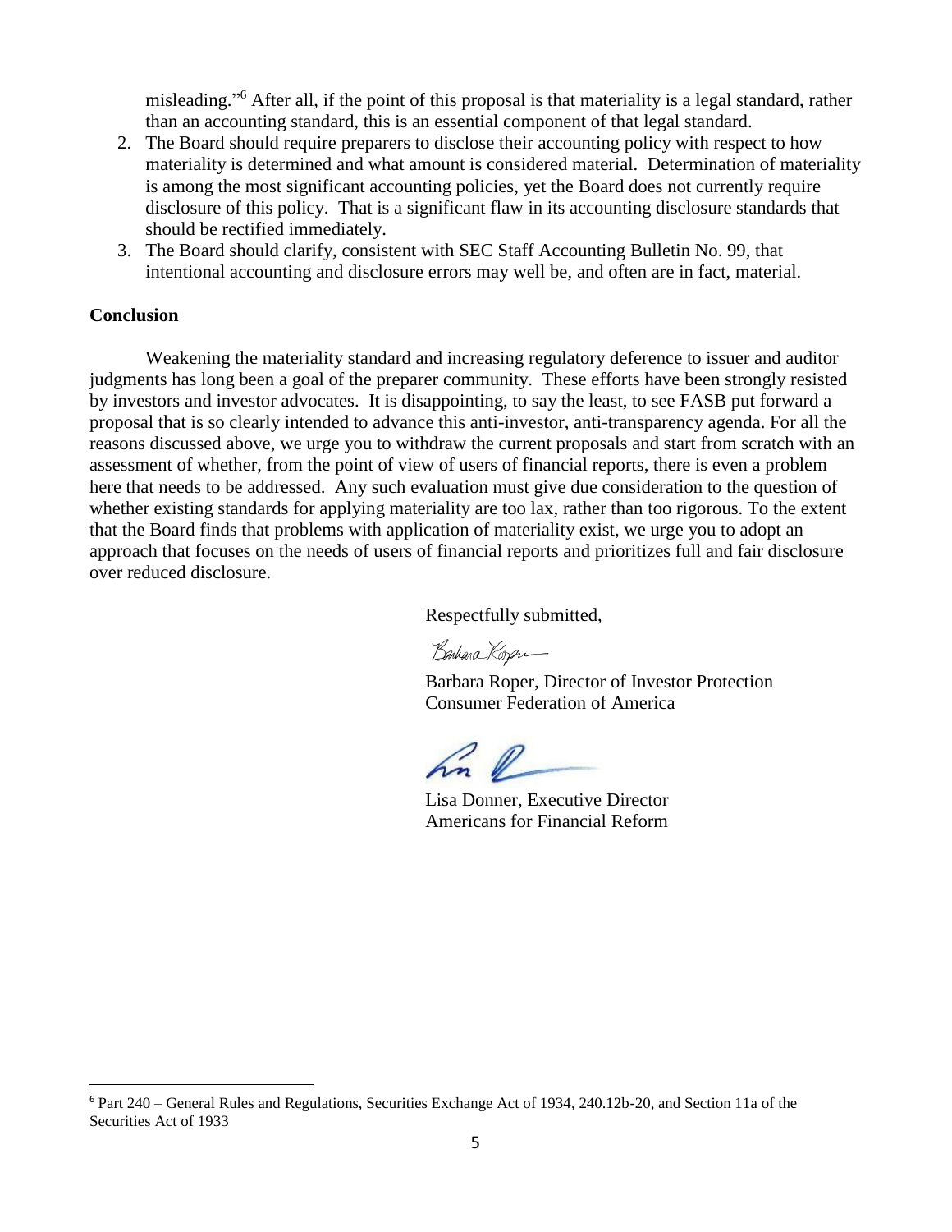misleading."[6] After all, if the point of this proposal is that materiality is a legal standard, rather than an accounting standard, this is an essential component of that legal standard.

2. The Board should require preparers to disclose their accounting policy with respect to how materiality is determined and what amount is considered material. Determination of materiality is among the most significant accounting policies, yet the Board does not currently require disclosure of this policy. That is a significant flaw in its accounting disclosure standards that should be rectified immediately.
3. The Board should clarify, consistent with SEC Staff Accounting Bulletin No. 99, that intentional accounting and disclosure errors may well be, and often are in fact, material.

**Conclusion**

Weakening the materiality standard and increasing regulatory deference to issuer and auditor judgments has long been a goal of the preparer community. These efforts have been strongly resisted by investors and investor advocates. It is disappointing, to say the least, to see FASB put forward a proposal that is so clearly intended to advance this anti-investor, anti-transparency agenda. For all the reasons discussed above, we urge you to withdraw the current proposals and start from scratch with an assessment of whether, from the point of view of users of financial reports, there is even a problem here that needs to be addressed. Any such evaluation must give due consideration to the question of whether existing standards for applying materiality are too lax, rather than too rigorous. To the extent that the Board finds that problems with application of materiality exist, we urge you to adopt an approach that focuses on the needs of users of financial reports and prioritizes full and fair disclosure over reduced disclosure.

Respectfully submitted,

Barbara Roper, Director of Investor Protection
Consumer Federation of America

Lisa Donner, Executive Director
Americans for Financial Reform

---

[6] Part 240 – General Rules and Regulations, Securities Exchange Act of 1934, 240.12b-20, and Section 11a of the Securities Act of 1933